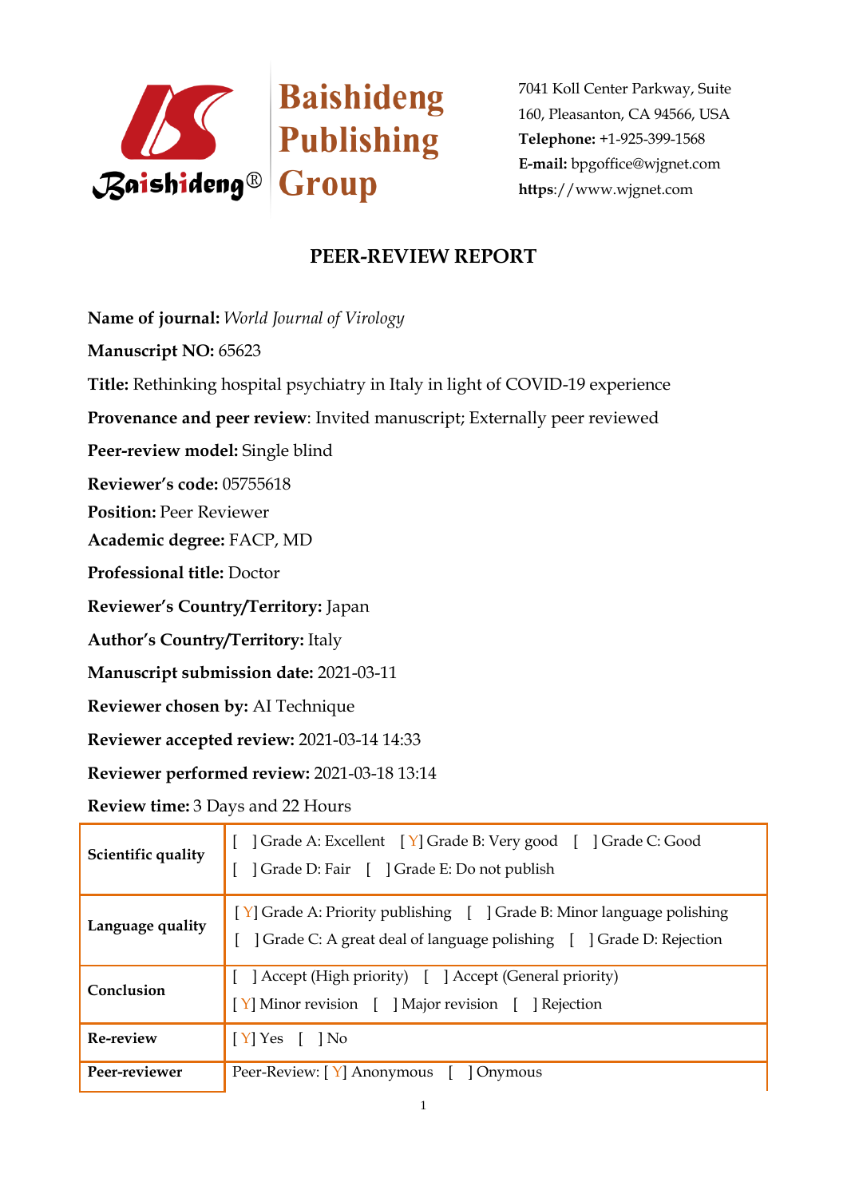Baishideng Publishing Group

7041 Koll Center Parkway, Suite 160, Pleasanton, CA 94566, USA
**Telephone:** +1-925-399-1568
**E-mail:** bpgoffice@wjgnet.com
**https**://www.wjgnet.com

# PEER-REVIEW REPORT

**Name of journal:** *World Journal of Virology*

**Manuscript NO:** 65623

**Title:** Rethinking hospital psychiatry in Italy in light of COVID-19 experience

**Provenance and peer review**: Invited manuscript; Externally peer reviewed

**Peer-review model:** Single blind

**Reviewer's code:** 05755618

**Position:** Peer Reviewer

**Academic degree:** FACP, MD

**Professional title:** Doctor

**Reviewer's Country/Territory:** Japan

**Author's Country/Territory:** Italy

**Manuscript submission date:** 2021-03-11

**Reviewer chosen by:** AI Technique

**Reviewer accepted review:** 2021-03-14 14:33

**Reviewer performed review:** 2021-03-18 13:14

**Review time:** 3 Days and 22 Hours

| | |
|---|---|
| **Scientific quality** | [ ] Grade A: Excellent [ Y] Grade B: Very good [ ] Grade C: Good [ ] Grade D: Fair [ ] Grade E: Do not publish |
| **Language quality** | [ Y] Grade A: Priority publishing [ ] Grade B: Minor language polishing [ ] Grade C: A great deal of language polishing [ ] Grade D: Rejection |
| **Conclusion** | [ ] Accept (High priority) [ ] Accept (General priority) [ Y] Minor revision [ ] Major revision [ ] Rejection |
| **Re-review** | [ Y] Yes [ ] No |
| **Peer-reviewer** | Peer-Review: [ Y] Anonymous [ ] Onymous |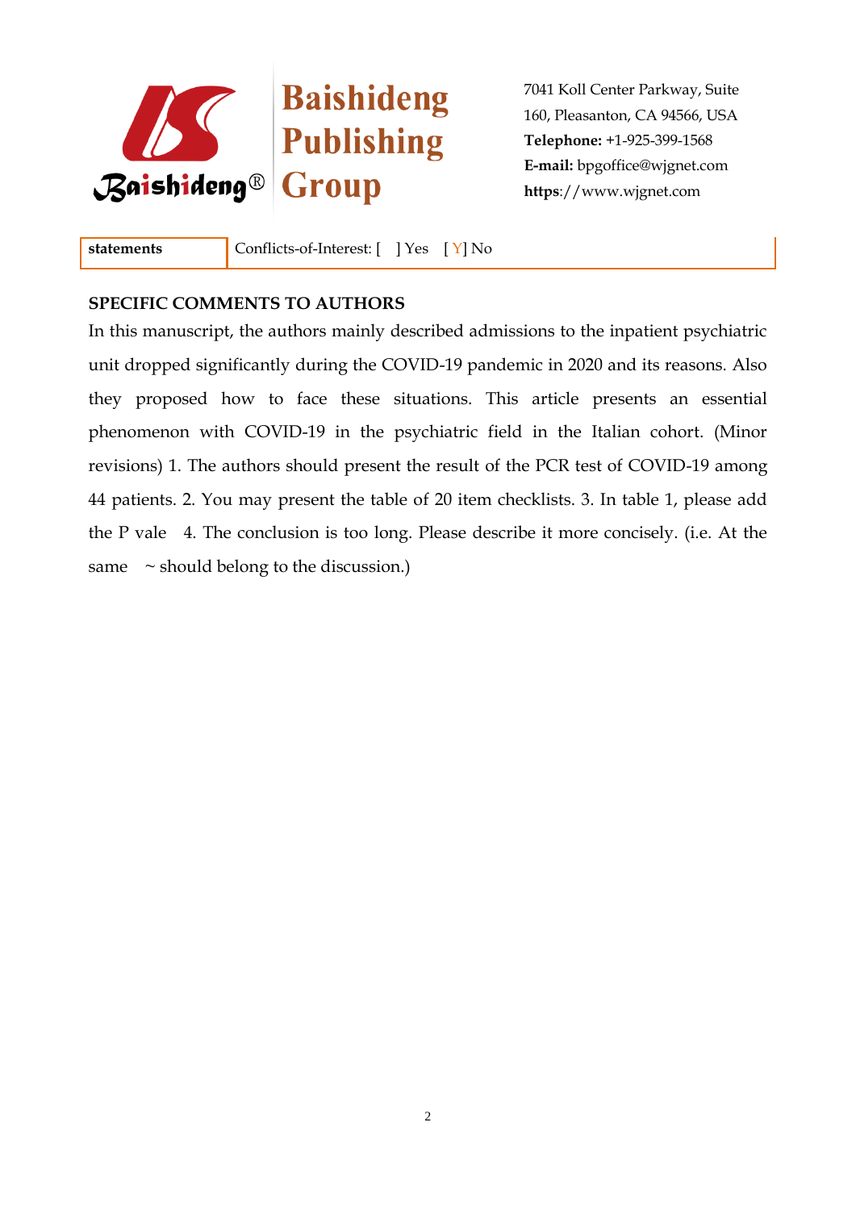| statements | Conflicts-of-Interest: [ ] Yes [Y] No |
|---|---|

**SPECIFIC COMMENTS TO AUTHORS**

In this manuscript, the authors mainly described admissions to the inpatient psychiatric unit dropped significantly during the COVID-19 pandemic in 2020 and its reasons. Also they proposed how to face these situations. This article presents an essential phenomenon with COVID-19 in the psychiatric field in the Italian cohort. (Minor revisions) 1. The authors should present the result of the PCR test of COVID-19 among 44 patients. 2. You may present the table of 20 item checklists. 3. In table 1, please add the P vale 4. The conclusion is too long. Please describe it more concisely. (i.e. At the same ~ should belong to the discussion.)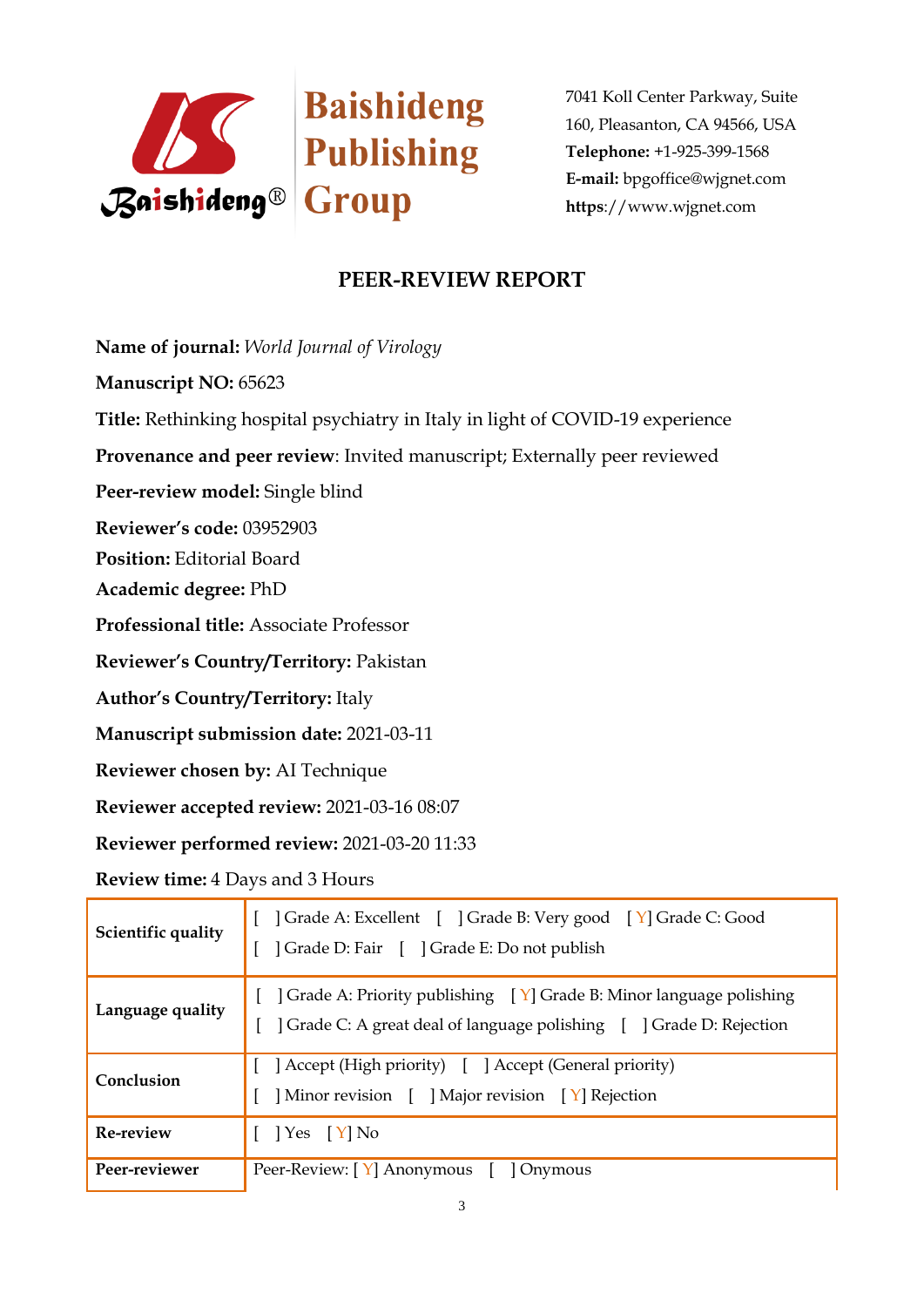Baishideng Publishing Group

7041 Koll Center Parkway, Suite 160, Pleasanton, CA 94566, USA
**Telephone:** +1-925-399-1568
**E-mail:** bpgoffice@wjgnet.com
**https**://www.wjgnet.com

# PEER-REVIEW REPORT

**Name of journal:** *World Journal of Virology*

**Manuscript NO:** 65623

**Title:** Rethinking hospital psychiatry in Italy in light of COVID-19 experience

**Provenance and peer review**: Invited manuscript; Externally peer reviewed

**Peer-review model:** Single blind

**Reviewer's code:** 03952903

**Position:** Editorial Board

**Academic degree:** PhD

**Professional title:** Associate Professor

**Reviewer's Country/Territory:** Pakistan

**Author's Country/Territory:** Italy

**Manuscript submission date:** 2021-03-11

**Reviewer chosen by:** AI Technique

**Reviewer accepted review:** 2021-03-16 08:07

**Reviewer performed review:** 2021-03-20 11:33

**Review time:** 4 Days and 3 Hours

| | |
|---|---|
| **Scientific quality** | [ ] Grade A: Excellent [ ] Grade B: Very good [ Y] Grade C: Good [ ] Grade D: Fair [ ] Grade E: Do not publish |
| **Language quality** | [ ] Grade A: Priority publishing [ Y] Grade B: Minor language polishing [ ] Grade C: A great deal of language polishing [ ] Grade D: Rejection |
| **Conclusion** | [ ] Accept (High priority) [ ] Accept (General priority) [ ] Minor revision [ ] Major revision [ Y] Rejection |
| **Re-review** | [ ] Yes [ Y] No |
| **Peer-reviewer** | Peer-Review: [ Y] Anonymous [ ] Onymous |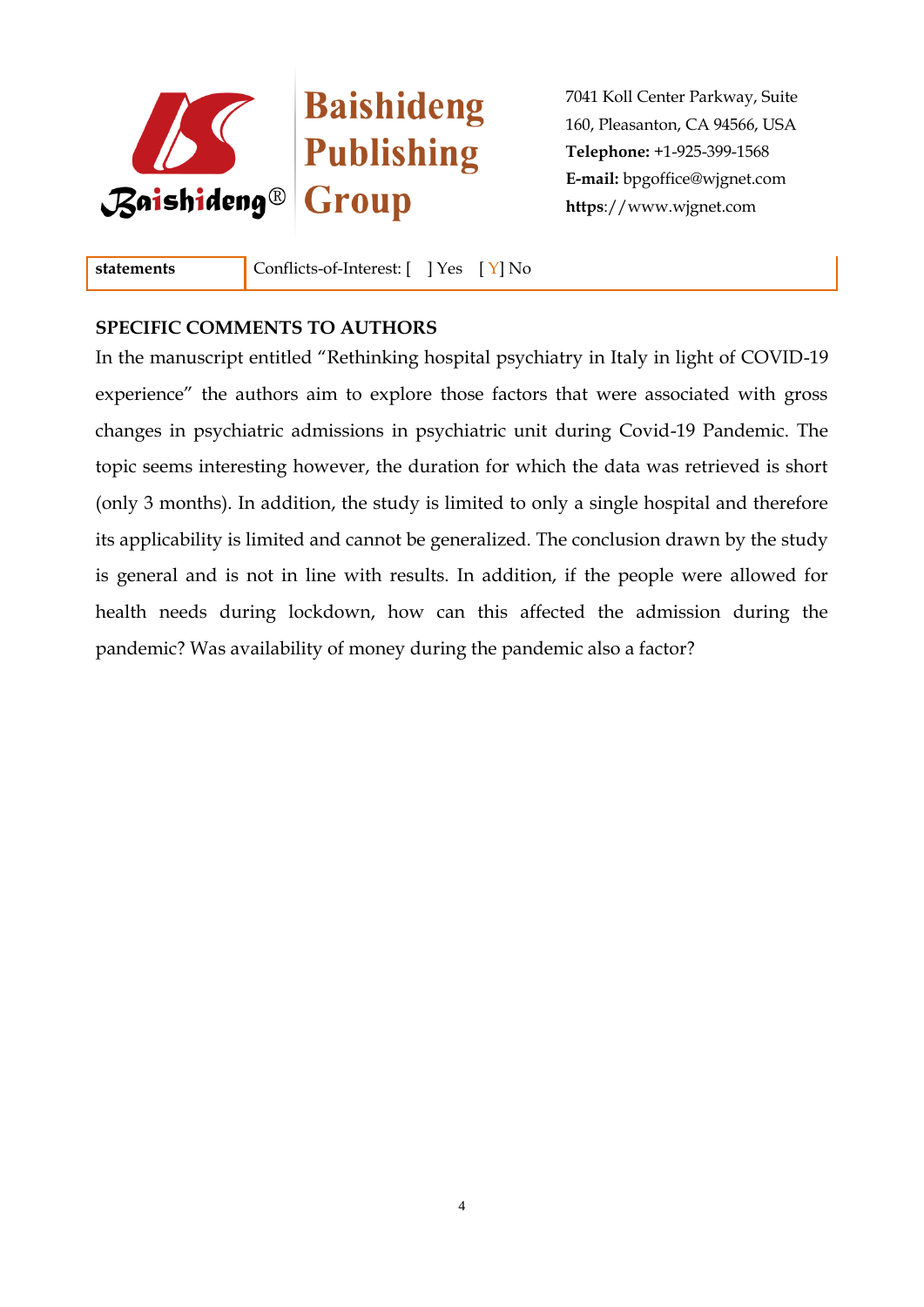| statements | Conflicts-of-Interest: [ ] Yes [ Y] No |
|---|---|

## SPECIFIC COMMENTS TO AUTHORS

In the manuscript entitled "Rethinking hospital psychiatry in Italy in light of COVID-19 experience" the authors aim to explore those factors that were associated with gross changes in psychiatric admissions in psychiatric unit during Covid-19 Pandemic. The topic seems interesting however, the duration for which the data was retrieved is short (only 3 months). In addition, the study is limited to only a single hospital and therefore its applicability is limited and cannot be generalized. The conclusion drawn by the study is general and is not in line with results. In addition, if the people were allowed for health needs during lockdown, how can this affected the admission during the pandemic? Was availability of money during the pandemic also a factor?